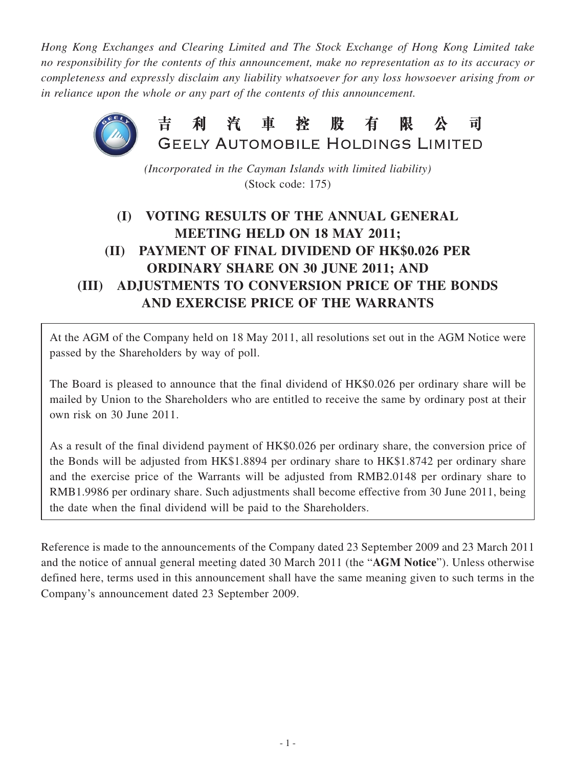*Hong Kong Exchanges and Clearing Limited and The Stock Exchange of Hong Kong Limited take no responsibility for the contents of this announcement, make no representation as to its accuracy or completeness and expressly disclaim any liability whatsoever for any loss howsoever arising from or in reliance upon the whole or any part of the contents of this announcement.*

# 吉利汽車控股有限公司
# GEELY AUTOMOBILE HOLDINGS LIMITED

*(Incorporated in the Cayman Islands with limited liability)*
(Stock code: 175)

## (I) VOTING RESULTS OF THE ANNUAL GENERAL MEETING HELD ON 18 MAY 2011; (II) PAYMENT OF FINAL DIVIDEND OF HK$0.026 PER ORDINARY SHARE ON 30 JUNE 2011; AND (III) ADJUSTMENTS TO CONVERSION PRICE OF THE BONDS AND EXERCISE PRICE OF THE WARRANTS

At the AGM of the Company held on 18 May 2011, all resolutions set out in the AGM Notice were passed by the Shareholders by way of poll.

The Board is pleased to announce that the final dividend of HK$0.026 per ordinary share will be mailed by Union to the Shareholders who are entitled to receive the same by ordinary post at their own risk on 30 June 2011.

As a result of the final dividend payment of HK$0.026 per ordinary share, the conversion price of the Bonds will be adjusted from HK$1.8894 per ordinary share to HK$1.8742 per ordinary share and the exercise price of the Warrants will be adjusted from RMB2.0148 per ordinary share to RMB1.9986 per ordinary share. Such adjustments shall become effective from 30 June 2011, being the date when the final dividend will be paid to the Shareholders.

Reference is made to the announcements of the Company dated 23 September 2009 and 23 March 2011 and the notice of annual general meeting dated 30 March 2011 (the "**AGM Notice**"). Unless otherwise defined here, terms used in this announcement shall have the same meaning given to such terms in the Company's announcement dated 23 September 2009.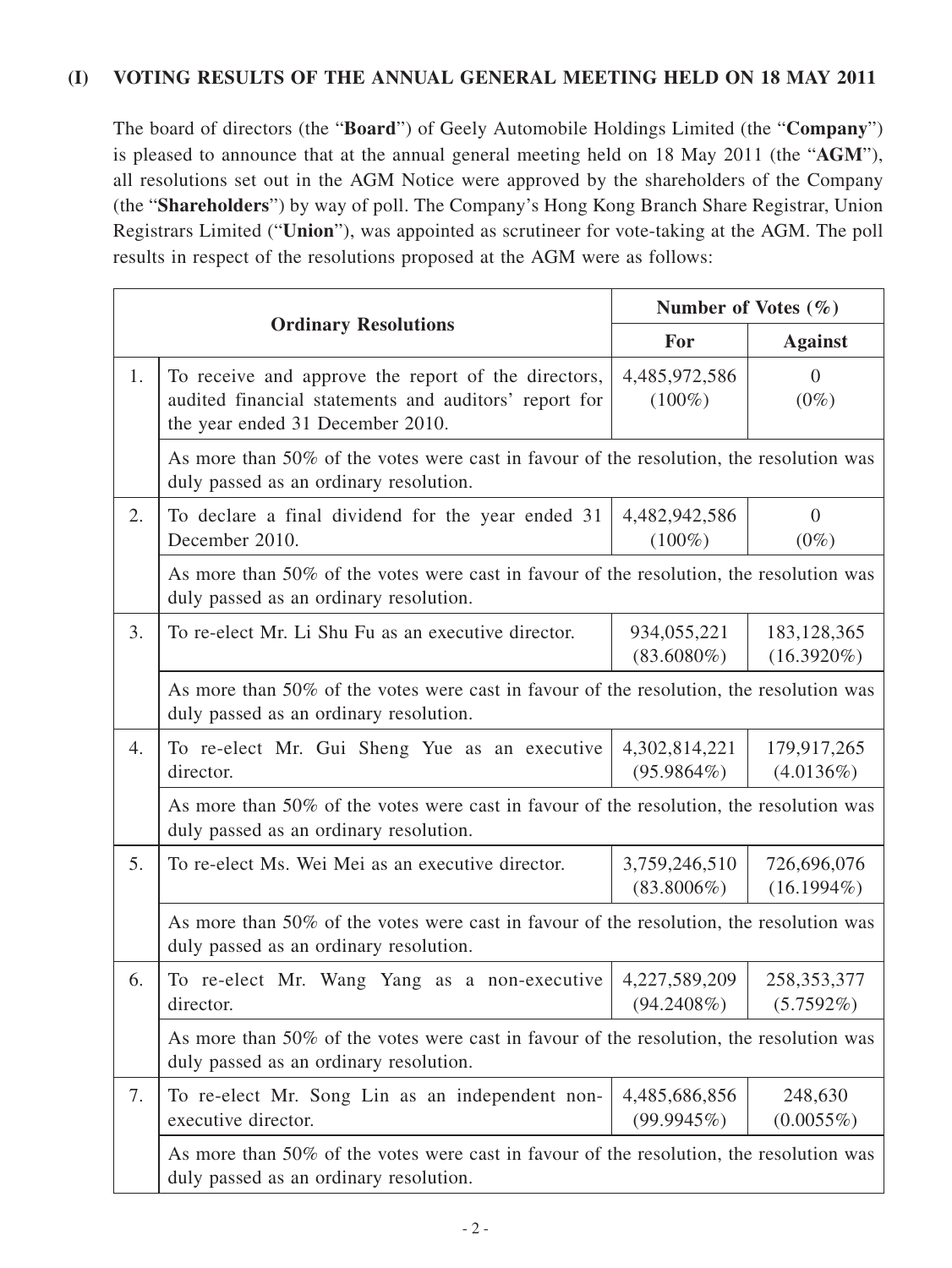## (I) VOTING RESULTS OF THE ANNUAL GENERAL MEETING HELD ON 18 MAY 2011

The board of directors (the "**Board**") of Geely Automobile Holdings Limited (the "**Company**") is pleased to announce that at the annual general meeting held on 18 May 2011 (the "**AGM**"), all resolutions set out in the AGM Notice were approved by the shareholders of the Company (the "**Shareholders**") by way of poll. The Company's Hong Kong Branch Share Registrar, Union Registrars Limited ("**Union**"), was appointed as scrutineer for vote-taking at the AGM. The poll results in respect of the resolutions proposed at the AGM were as follows:

| | Ordinary Resolutions | Number of Votes (%) | |
|---|---|---|---|
| | | For | Against |
| 1. | To receive and approve the report of the directors, audited financial statements and auditors' report for the year ended 31 December 2010. | 4,485,972,586 (100%) | 0 (0%) |
| | As more than 50% of the votes were cast in favour of the resolution, the resolution was duly passed as an ordinary resolution. | | |
| 2. | To declare a final dividend for the year ended 31 December 2010. | 4,482,942,586 (100%) | 0 (0%) |
| | As more than 50% of the votes were cast in favour of the resolution, the resolution was duly passed as an ordinary resolution. | | |
| 3. | To re-elect Mr. Li Shu Fu as an executive director. | 934,055,221 (83.6080%) | 183,128,365 (16.3920%) |
| | As more than 50% of the votes were cast in favour of the resolution, the resolution was duly passed as an ordinary resolution. | | |
| 4. | To re-elect Mr. Gui Sheng Yue as an executive director. | 4,302,814,221 (95.9864%) | 179,917,265 (4.0136%) |
| | As more than 50% of the votes were cast in favour of the resolution, the resolution was duly passed as an ordinary resolution. | | |
| 5. | To re-elect Ms. Wei Mei as an executive director. | 3,759,246,510 (83.8006%) | 726,696,076 (16.1994%) |
| | As more than 50% of the votes were cast in favour of the resolution, the resolution was duly passed as an ordinary resolution. | | |
| 6. | To re-elect Mr. Wang Yang as a non-executive director. | 4,227,589,209 (94.2408%) | 258,353,377 (5.7592%) |
| | As more than 50% of the votes were cast in favour of the resolution, the resolution was duly passed as an ordinary resolution. | | |
| 7. | To re-elect Mr. Song Lin as an independent non-executive director. | 4,485,686,856 (99.9945%) | 248,630 (0.0055%) |
| | As more than 50% of the votes were cast in favour of the resolution, the resolution was duly passed as an ordinary resolution. | | |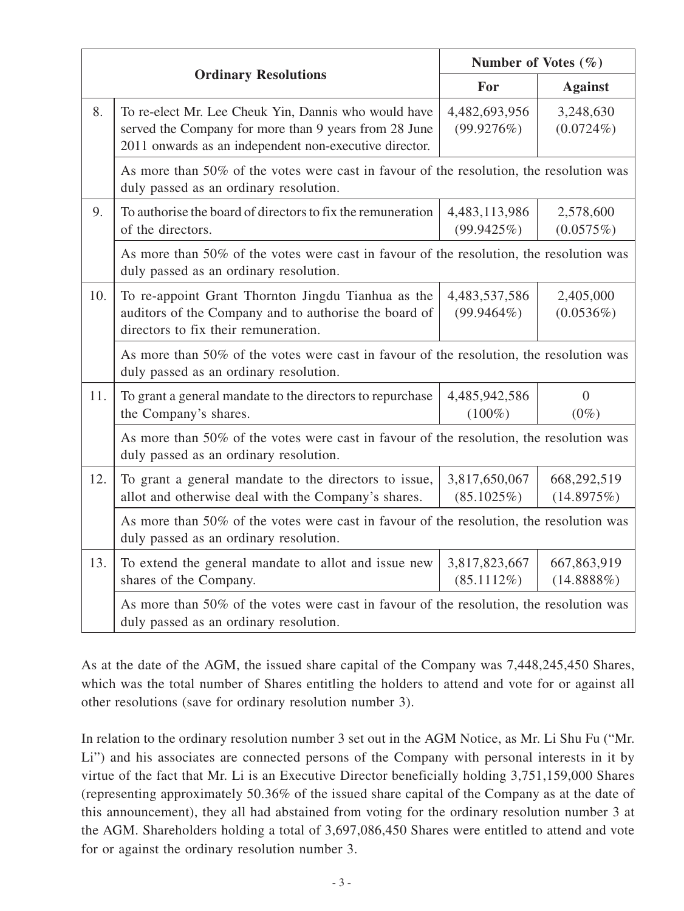| | Ordinary Resolutions | Number of Votes (%) | |
|---|---|---|---|
| | | For | Against |
| 8. | To re-elect Mr. Lee Cheuk Yin, Dannis who would have served the Company for more than 9 years from 28 June 2011 onwards as an independent non-executive director. | 4,482,693,956 (99.9276%) | 3,248,630 (0.0724%) |
| | As more than 50% of the votes were cast in favour of the resolution, the resolution was duly passed as an ordinary resolution. | | |
| 9. | To authorise the board of directors to fix the remuneration of the directors. | 4,483,113,986 (99.9425%) | 2,578,600 (0.0575%) |
| | As more than 50% of the votes were cast in favour of the resolution, the resolution was duly passed as an ordinary resolution. | | |
| 10. | To re-appoint Grant Thornton Jingdu Tianhua as the auditors of the Company and to authorise the board of directors to fix their remuneration. | 4,483,537,586 (99.9464%) | 2,405,000 (0.0536%) |
| | As more than 50% of the votes were cast in favour of the resolution, the resolution was duly passed as an ordinary resolution. | | |
| 11. | To grant a general mandate to the directors to repurchase the Company's shares. | 4,485,942,586 (100%) | 0 (0%) |
| | As more than 50% of the votes were cast in favour of the resolution, the resolution was duly passed as an ordinary resolution. | | |
| 12. | To grant a general mandate to the directors to issue, allot and otherwise deal with the Company's shares. | 3,817,650,067 (85.1025%) | 668,292,519 (14.8975%) |
| | As more than 50% of the votes were cast in favour of the resolution, the resolution was duly passed as an ordinary resolution. | | |
| 13. | To extend the general mandate to allot and issue new shares of the Company. | 3,817,823,667 (85.1112%) | 667,863,919 (14.8888%) |
| | As more than 50% of the votes were cast in favour of the resolution, the resolution was duly passed as an ordinary resolution. | | |

As at the date of the AGM, the issued share capital of the Company was 7,448,245,450 Shares, which was the total number of Shares entitling the holders to attend and vote for or against all other resolutions (save for ordinary resolution number 3).

In relation to the ordinary resolution number 3 set out in the AGM Notice, as Mr. Li Shu Fu ("Mr. Li") and his associates are connected persons of the Company with personal interests in it by virtue of the fact that Mr. Li is an Executive Director beneficially holding 3,751,159,000 Shares (representing approximately 50.36% of the issued share capital of the Company as at the date of this announcement), they all had abstained from voting for the ordinary resolution number 3 at the AGM. Shareholders holding a total of 3,697,086,450 Shares were entitled to attend and vote for or against the ordinary resolution number 3.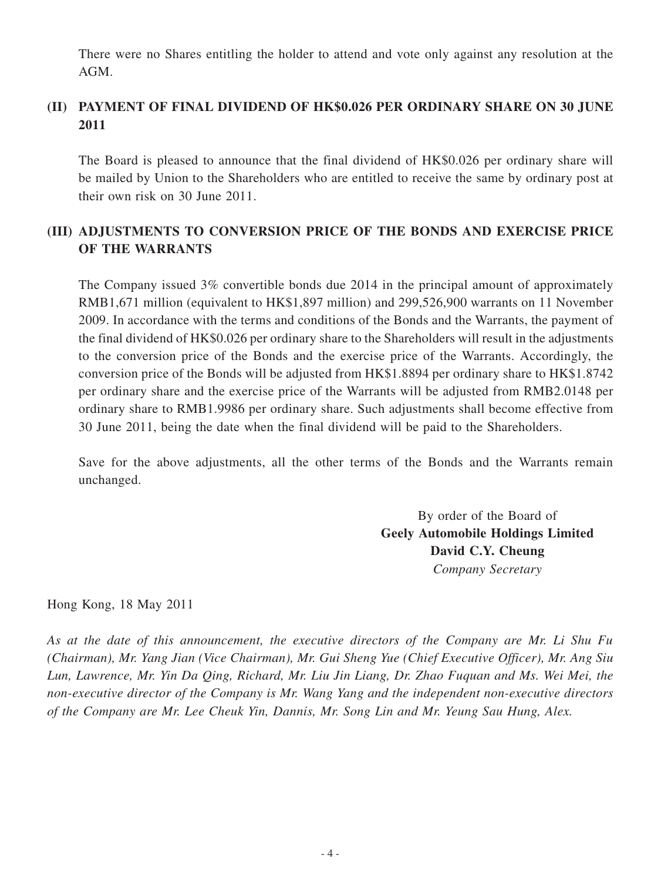There were no Shares entitling the holder to attend and vote only against any resolution at the AGM.

## (II) PAYMENT OF FINAL DIVIDEND OF HK$0.026 PER ORDINARY SHARE ON 30 JUNE 2011

The Board is pleased to announce that the final dividend of HK$0.026 per ordinary share will be mailed by Union to the Shareholders who are entitled to receive the same by ordinary post at their own risk on 30 June 2011.

## (III) ADJUSTMENTS TO CONVERSION PRICE OF THE BONDS AND EXERCISE PRICE OF THE WARRANTS

The Company issued 3% convertible bonds due 2014 in the principal amount of approximately RMB1,671 million (equivalent to HK$1,897 million) and 299,526,900 warrants on 11 November 2009. In accordance with the terms and conditions of the Bonds and the Warrants, the payment of the final dividend of HK$0.026 per ordinary share to the Shareholders will result in the adjustments to the conversion price of the Bonds and the exercise price of the Warrants. Accordingly, the conversion price of the Bonds will be adjusted from HK$1.8894 per ordinary share to HK$1.8742 per ordinary share and the exercise price of the Warrants will be adjusted from RMB2.0148 per ordinary share to RMB1.9986 per ordinary share. Such adjustments shall become effective from 30 June 2011, being the date when the final dividend will be paid to the Shareholders.

Save for the above adjustments, all the other terms of the Bonds and the Warrants remain unchanged.

By order of the Board of
**Geely Automobile Holdings Limited**
**David C.Y. Cheung**
*Company Secretary*

Hong Kong, 18 May 2011

*As at the date of this announcement, the executive directors of the Company are Mr. Li Shu Fu (Chairman), Mr. Yang Jian (Vice Chairman), Mr. Gui Sheng Yue (Chief Executive Officer), Mr. Ang Siu Lun, Lawrence, Mr. Yin Da Qing, Richard, Mr. Liu Jin Liang, Dr. Zhao Fuquan and Ms. Wei Mei, the non-executive director of the Company is Mr. Wang Yang and the independent non-executive directors of the Company are Mr. Lee Cheuk Yin, Dannis, Mr. Song Lin and Mr. Yeung Sau Hung, Alex.*